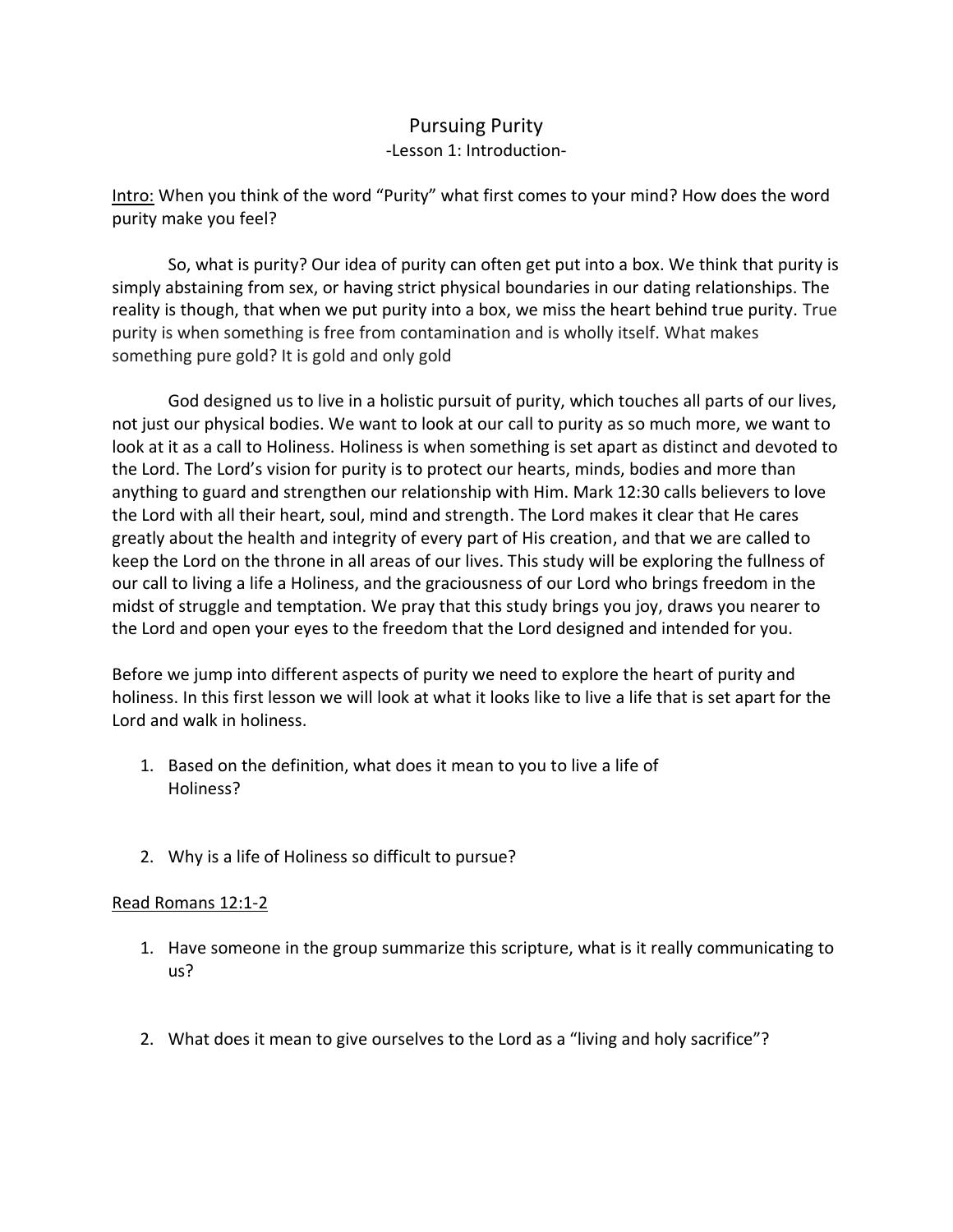# Pursuing Purity

-Lesson 1: Introduction-

<u>Intro:</u> When you think of the word "Purity" what first comes to your mind? How does the word purity make you feel?

So, what is purity? Our idea of purity can often get put into a box. We think that purity is simply abstaining from sex, or having strict physical boundaries in our dating relationships. The reality is though, that when we put purity into a box, we miss the heart behind true purity. True purity is when something is free from contamination and is wholly itself. What makes something pure gold? It is gold and only gold

God designed us to live in a holistic pursuit of purity, which touches all parts of our lives, not just our physical bodies. We want to look at our call to purity as so much more, we want to look at it as a call to Holiness. Holiness is when something is set apart as distinct and devoted to the Lord. The Lord's vision for purity is to protect our hearts, minds, bodies and more than anything to guard and strengthen our relationship with Him. Mark 12:30 calls believers to love the Lord with all their heart, soul, mind and strength. The Lord makes it clear that He cares greatly about the health and integrity of every part of His creation, and that we are called to keep the Lord on the throne in all areas of our lives. This study will be exploring the fullness of our call to living a life a Holiness, and the graciousness of our Lord who brings freedom in the midst of struggle and temptation. We pray that this study brings you joy, draws you nearer to the Lord and open your eyes to the freedom that the Lord designed and intended for you.

Before we jump into different aspects of purity we need to explore the heart of purity and holiness. In this first lesson we will look at what it looks like to live a life that is set apart for the Lord and walk in holiness.

1. Based on the definition, what does it mean to you to live a life of Holiness?

2. Why is a life of Holiness so difficult to pursue?

<u>Read Romans 12:1-2</u>

1. Have someone in the group summarize this scripture, what is it really communicating to us?

2. What does it mean to give ourselves to the Lord as a "living and holy sacrifice"?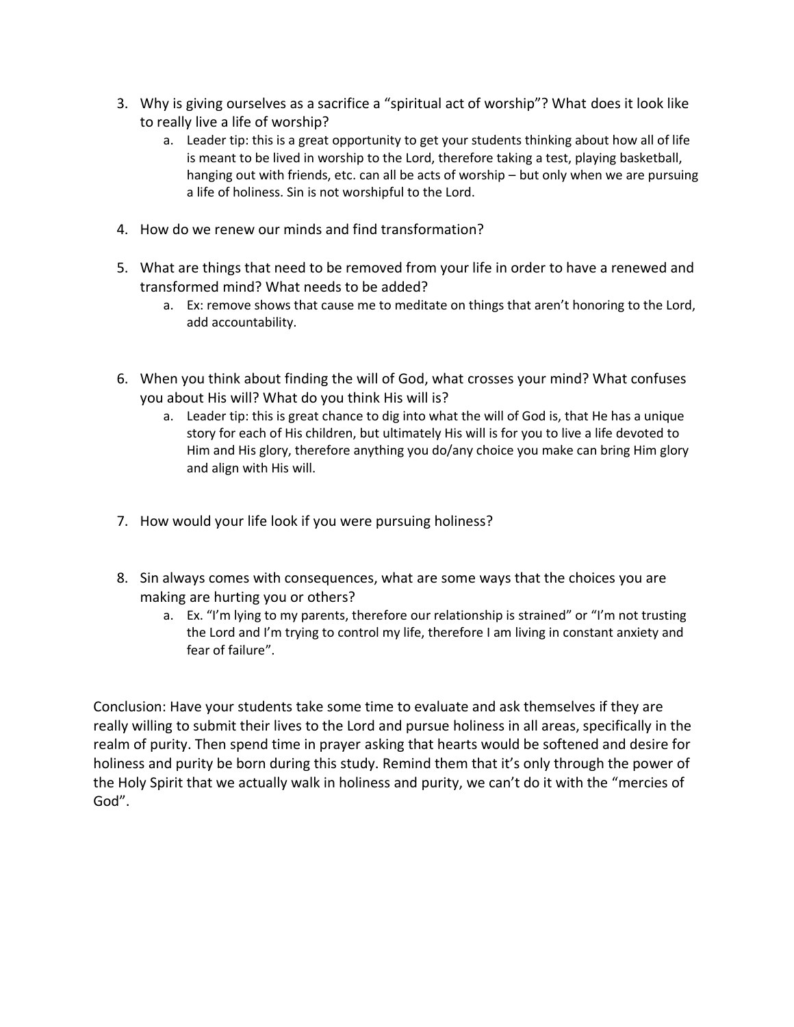3. Why is giving ourselves as a sacrifice a "spiritual act of worship"? What does it look like to really live a life of worship?
    a. Leader tip: this is a great opportunity to get your students thinking about how all of life is meant to be lived in worship to the Lord, therefore taking a test, playing basketball, hanging out with friends, etc. can all be acts of worship – but only when we are pursuing a life of holiness. Sin is not worshipful to the Lord.

4. How do we renew our minds and find transformation?

5. What are things that need to be removed from your life in order to have a renewed and transformed mind? What needs to be added?
    a. Ex: remove shows that cause me to meditate on things that aren't honoring to the Lord, add accountability.

6. When you think about finding the will of God, what crosses your mind? What confuses you about His will? What do you think His will is?
    a. Leader tip: this is great chance to dig into what the will of God is, that He has a unique story for each of His children, but ultimately His will is for you to live a life devoted to Him and His glory, therefore anything you do/any choice you make can bring Him glory and align with His will.

7. How would your life look if you were pursuing holiness?

8. Sin always comes with consequences, what are some ways that the choices you are making are hurting you or others?
    a. Ex. "I'm lying to my parents, therefore our relationship is strained" or "I'm not trusting the Lord and I'm trying to control my life, therefore I am living in constant anxiety and fear of failure".

Conclusion: Have your students take some time to evaluate and ask themselves if they are really willing to submit their lives to the Lord and pursue holiness in all areas, specifically in the realm of purity. Then spend time in prayer asking that hearts would be softened and desire for holiness and purity be born during this study. Remind them that it's only through the power of the Holy Spirit that we actually walk in holiness and purity, we can't do it with the "mercies of God".